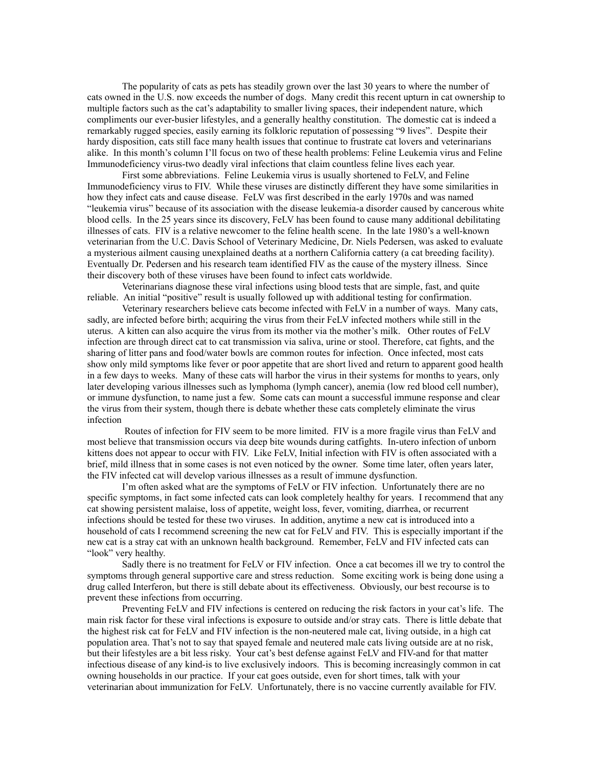The popularity of cats as pets has steadily grown over the last 30 years to where the number of cats owned in the U.S. now exceeds the number of dogs. Many credit this recent upturn in cat ownership to multiple factors such as the cat's adaptability to smaller living spaces, their independent nature, which compliments our ever-busier lifestyles, and a generally healthy constitution. The domestic cat is indeed a remarkably rugged species, easily earning its folkloric reputation of possessing "9 lives". Despite their hardy disposition, cats still face many health issues that continue to frustrate cat lovers and veterinarians alike. In this month's column I'll focus on two of these health problems: Feline Leukemia virus and Feline Immunodeficiency virus-two deadly viral infections that claim countless feline lives each year.

First some abbreviations. Feline Leukemia virus is usually shortened to FeLV, and Feline Immunodeficiency virus to FIV. While these viruses are distinctly different they have some similarities in how they infect cats and cause disease. FeLV was first described in the early 1970s and was named "leukemia virus" because of its association with the disease leukemia-a disorder caused by cancerous white blood cells. In the 25 years since its discovery, FeLV has been found to cause many additional debilitating illnesses of cats. FIV is a relative newcomer to the feline health scene. In the late 1980's a well-known veterinarian from the U.C. Davis School of Veterinary Medicine, Dr. Niels Pedersen, was asked to evaluate a mysterious ailment causing unexplained deaths at a northern California cattery (a cat breeding facility). Eventually Dr. Pedersen and his research team identified FIV as the cause of the mystery illness. Since their discovery both of these viruses have been found to infect cats worldwide.

Veterinarians diagnose these viral infections using blood tests that are simple, fast, and quite reliable. An initial "positive" result is usually followed up with additional testing for confirmation.

Veterinary researchers believe cats become infected with FeLV in a number of ways. Many cats, sadly, are infected before birth; acquiring the virus from their FeLV infected mothers while still in the uterus. A kitten can also acquire the virus from its mother via the mother's milk. Other routes of FeLV infection are through direct cat to cat transmission via saliva, urine or stool. Therefore, cat fights, and the sharing of litter pans and food/water bowls are common routes for infection. Once infected, most cats show only mild symptoms like fever or poor appetite that are short lived and return to apparent good health in a few days to weeks. Many of these cats will harbor the virus in their systems for months to years, only later developing various illnesses such as lymphoma (lymph cancer), anemia (low red blood cell number), or immune dysfunction, to name just a few. Some cats can mount a successful immune response and clear the virus from their system, though there is debate whether these cats completely eliminate the virus infection

Routes of infection for FIV seem to be more limited. FIV is a more fragile virus than FeLV and most believe that transmission occurs via deep bite wounds during catfights. In-utero infection of unborn kittens does not appear to occur with FIV. Like FeLV, Initial infection with FIV is often associated with a brief, mild illness that in some cases is not even noticed by the owner. Some time later, often years later, the FIV infected cat will develop various illnesses as a result of immune dysfunction.

I'm often asked what are the symptoms of FeLV or FIV infection. Unfortunately there are no specific symptoms, in fact some infected cats can look completely healthy for years. I recommend that any cat showing persistent malaise, loss of appetite, weight loss, fever, vomiting, diarrhea, or recurrent infections should be tested for these two viruses. In addition, anytime a new cat is introduced into a household of cats I recommend screening the new cat for FeLV and FIV. This is especially important if the new cat is a stray cat with an unknown health background. Remember, FeLV and FIV infected cats can "look" very healthy.

Sadly there is no treatment for FeLV or FIV infection. Once a cat becomes ill we try to control the symptoms through general supportive care and stress reduction. Some exciting work is being done using a drug called Interferon, but there is still debate about its effectiveness. Obviously, our best recourse is to prevent these infections from occurring.

Preventing FeLV and FIV infections is centered on reducing the risk factors in your cat's life. The main risk factor for these viral infections is exposure to outside and/or stray cats. There is little debate that the highest risk cat for FeLV and FIV infection is the non-neutered male cat, living outside, in a high cat population area. That's not to say that spayed female and neutered male cats living outside are at no risk, but their lifestyles are a bit less risky. Your cat's best defense against FeLV and FIV-and for that matter infectious disease of any kind-is to live exclusively indoors. This is becoming increasingly common in cat owning households in our practice. If your cat goes outside, even for short times, talk with your veterinarian about immunization for FeLV. Unfortunately, there is no vaccine currently available for FIV.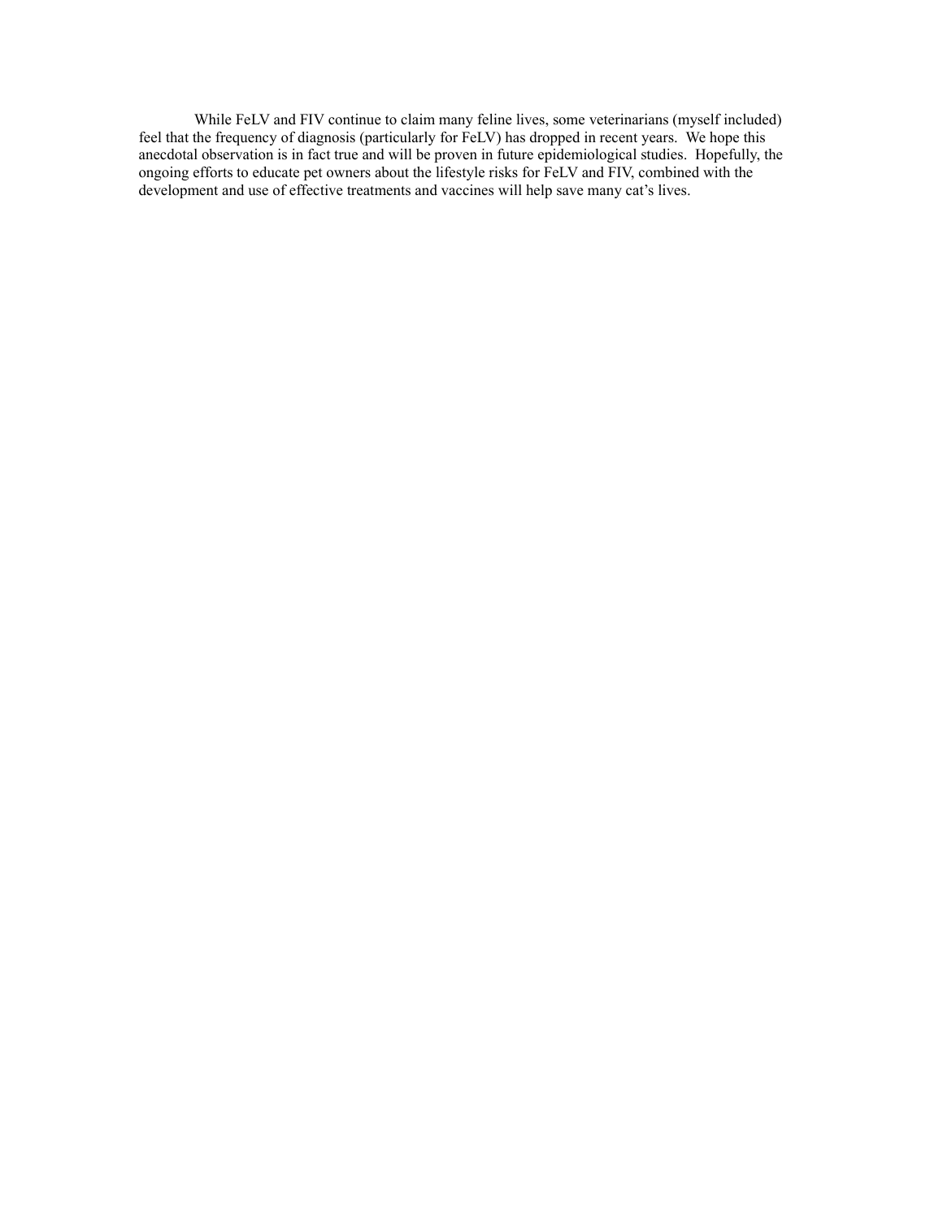While FeLV and FIV continue to claim many feline lives, some veterinarians (myself included) feel that the frequency of diagnosis (particularly for FeLV) has dropped in recent years. We hope this anecdotal observation is in fact true and will be proven in future epidemiological studies. Hopefully, the ongoing efforts to educate pet owners about the lifestyle risks for FeLV and FIV, combined with the development and use of effective treatments and vaccines will help save many cat's lives.